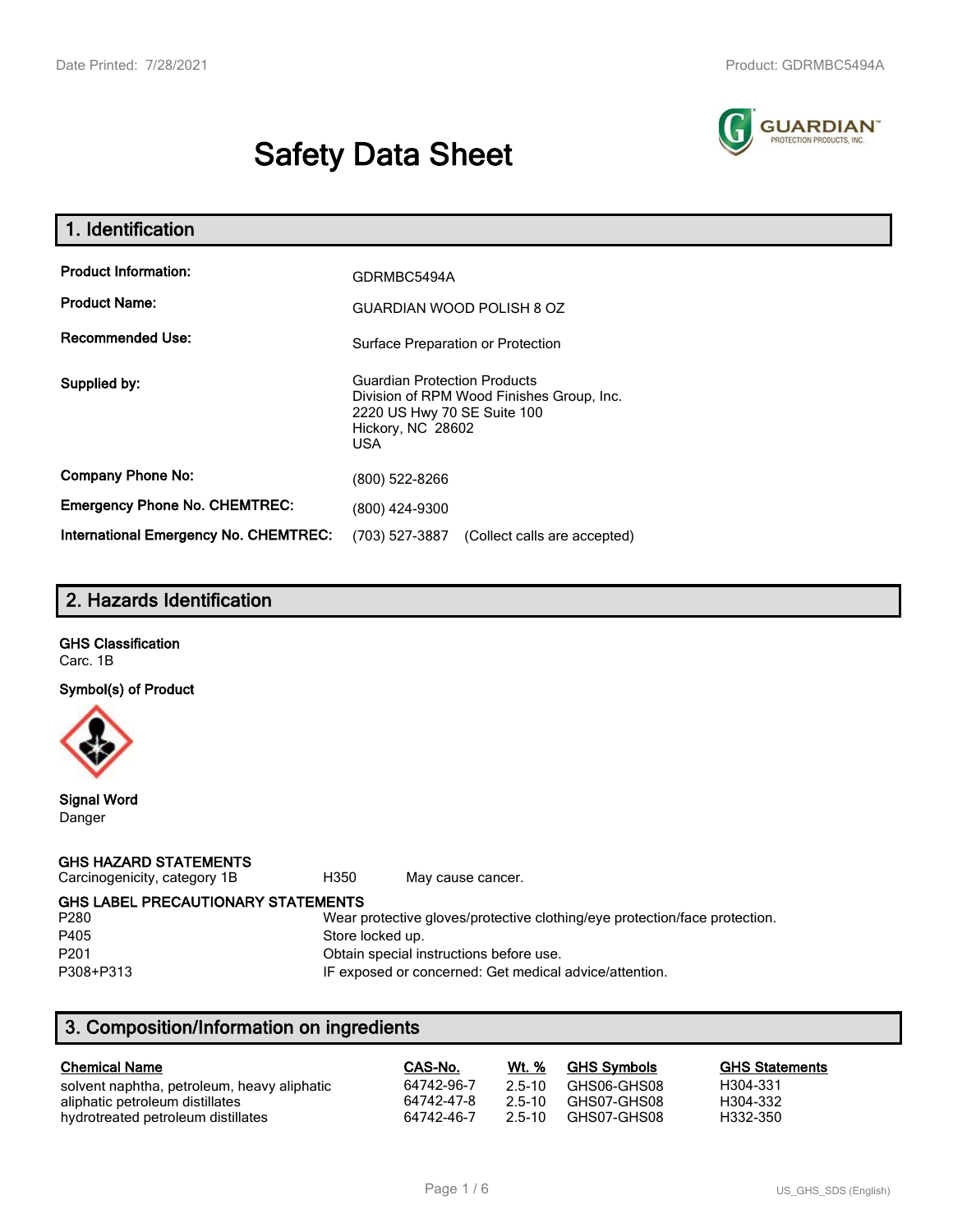# Safety Data Sheet

## 1. Identification

| | |
|---|---|
| **Product Information:** | GDRMBC5494A |
| **Product Name:** | GUARDIAN WOOD POLISH 8 OZ |
| **Recommended Use:** | Surface Preparation or Protection |
| **Supplied by:** | Guardian Protection Products<br>Division of RPM Wood Finishes Group, Inc.<br>2220 US Hwy 70 SE Suite 100<br>Hickory, NC 28602<br>USA |
| **Company Phone No:** | (800) 522-8266 |
| **Emergency Phone No. CHEMTREC:** | (800) 424-9300 |
| **International Emergency No. CHEMTREC:** | (703) 527-3887 (Collect calls are accepted) |

## 2. Hazards Identification

**GHS Classification**

Carc. 1B

**Symbol(s) of Product**

**Signal Word**

Danger

**GHS HAZARD STATEMENTS**

| | | |
|---|---|---|
| Carcinogenicity, category 1B | H350 | May cause cancer. |

**GHS LABEL PRECAUTIONARY STATEMENTS**

| | |
|---|---|
| P280 | Wear protective gloves/protective clothing/eye protection/face protection. |
| P405 | Store locked up. |
| P201 | Obtain special instructions before use. |
| P308+P313 | IF exposed or concerned: Get medical advice/attention. |

## 3. Composition/Information on ingredients

| Chemical Name | CAS-No. | Wt. % | GHS Symbols | GHS Statements |
|---|---|---|---|---|
| solvent naphtha, petroleum, heavy aliphatic | 64742-96-7 | 2.5-10 | GHS06-GHS08 | H304-331 |
| aliphatic petroleum distillates | 64742-47-8 | 2.5-10 | GHS07-GHS08 | H304-332 |
| hydrotreated petroleum distillates | 64742-46-7 | 2.5-10 | GHS07-GHS08 | H332-350 |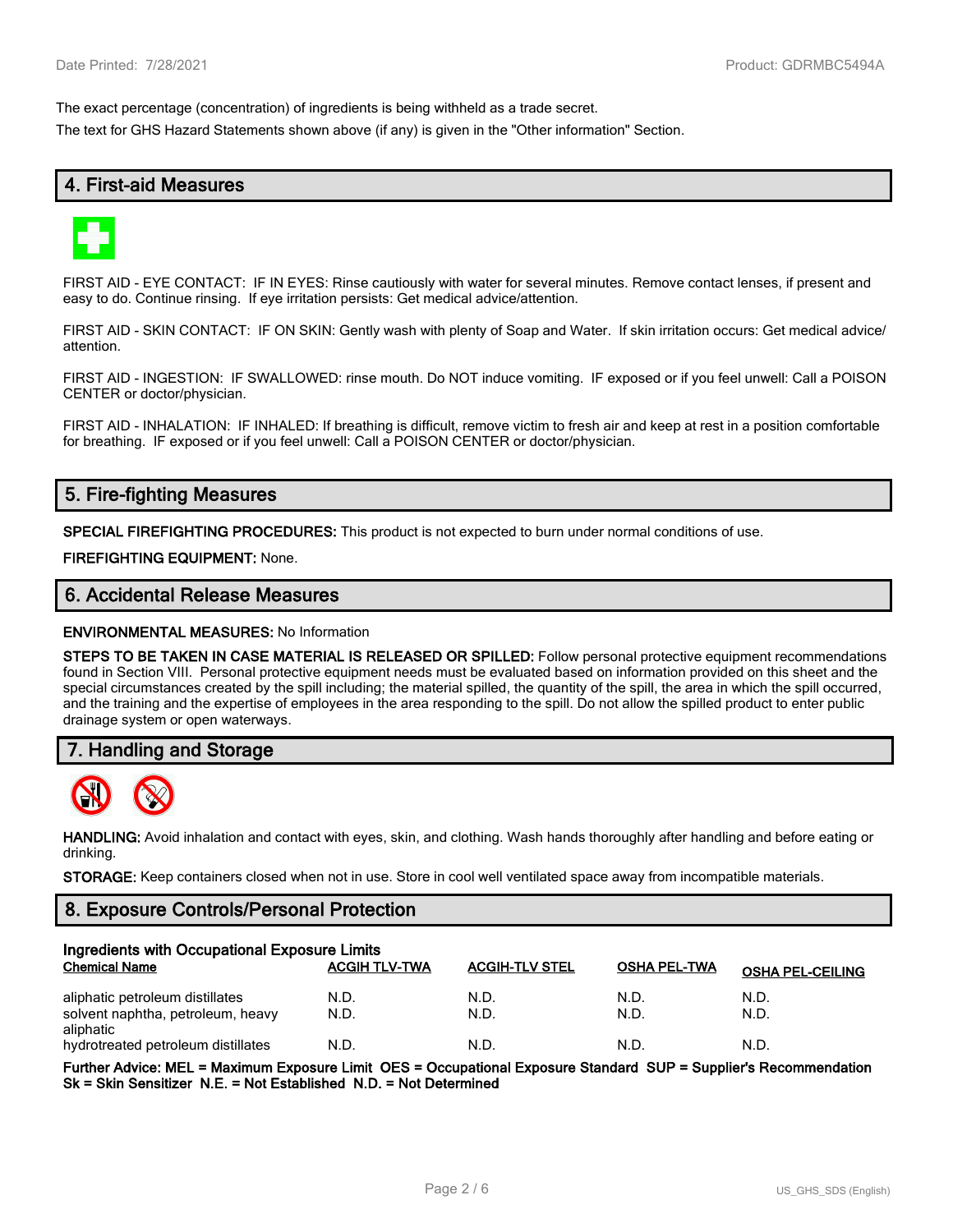The exact percentage (concentration) of ingredients is being withheld as a trade secret.

The text for GHS Hazard Statements shown above (if any) is given in the "Other information" Section.

## 4. First-aid Measures

FIRST AID - EYE CONTACT: IF IN EYES: Rinse cautiously with water for several minutes. Remove contact lenses, if present and easy to do. Continue rinsing. If eye irritation persists: Get medical advice/attention.

FIRST AID - SKIN CONTACT: IF ON SKIN: Gently wash with plenty of Soap and Water. If skin irritation occurs: Get medical advice/attention.

FIRST AID - INGESTION: IF SWALLOWED: rinse mouth. Do NOT induce vomiting. IF exposed or if you feel unwell: Call a POISON CENTER or doctor/physician.

FIRST AID - INHALATION: IF INHALED: If breathing is difficult, remove victim to fresh air and keep at rest in a position comfortable for breathing. IF exposed or if you feel unwell: Call a POISON CENTER or doctor/physician.

## 5. Fire-fighting Measures

**SPECIAL FIREFIGHTING PROCEDURES:** This product is not expected to burn under normal conditions of use.

**FIREFIGHTING EQUIPMENT:** None.

## 6. Accidental Release Measures

**ENVIRONMENTAL MEASURES:** No Information

**STEPS TO BE TAKEN IN CASE MATERIAL IS RELEASED OR SPILLED:** Follow personal protective equipment recommendations found in Section VIII. Personal protective equipment needs must be evaluated based on information provided on this sheet and the special circumstances created by the spill including; the material spilled, the quantity of the spill, the area in which the spill occurred, and the training and the expertise of employees in the area responding to the spill. Do not allow the spilled product to enter public drainage system or open waterways.

## 7. Handling and Storage

**HANDLING:** Avoid inhalation and contact with eyes, skin, and clothing. Wash hands thoroughly after handling and before eating or drinking.

**STORAGE:** Keep containers closed when not in use. Store in cool well ventilated space away from incompatible materials.

## 8. Exposure Controls/Personal Protection

**Ingredients with Occupational Exposure Limits**

| Chemical Name | ACGIH TLV-TWA | ACGIH-TLV STEL | OSHA PEL-TWA | OSHA PEL-CEILING |
|---|---|---|---|---|
| aliphatic petroleum distillates | N.D. | N.D. | N.D. | N.D. |
| solvent naphtha, petroleum, heavy aliphatic | N.D. | N.D. | N.D. | N.D. |
| hydrotreated petroleum distillates | N.D. | N.D. | N.D. | N.D. |

**Further Advice: MEL = Maximum Exposure Limit OES = Occupational Exposure Standard SUP = Supplier's Recommendation Sk = Skin Sensitizer N.E. = Not Established N.D. = Not Determined**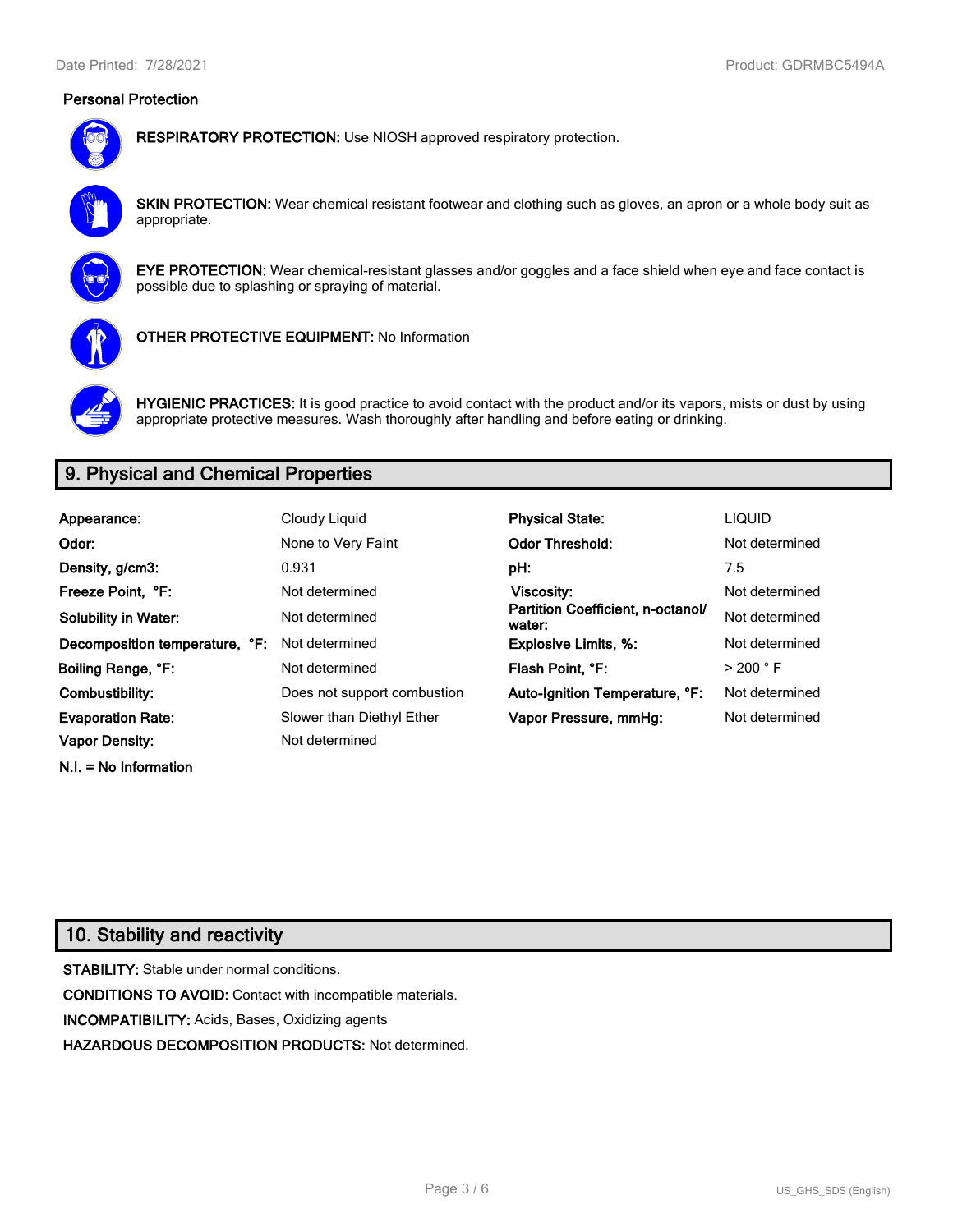### Personal Protection

**RESPIRATORY PROTECTION:** Use NIOSH approved respiratory protection.

**SKIN PROTECTION:** Wear chemical resistant footwear and clothing such as gloves, an apron or a whole body suit as appropriate.

**EYE PROTECTION:** Wear chemical-resistant glasses and/or goggles and a face shield when eye and face contact is possible due to splashing or spraying of material.

**OTHER PROTECTIVE EQUIPMENT:** No Information

**HYGIENIC PRACTICES:** It is good practice to avoid contact with the product and/or its vapors, mists or dust by using appropriate protective measures. Wash thoroughly after handling and before eating or drinking.

## 9. Physical and Chemical Properties

| | | | |
|---|---|---|---|
| **Appearance:** | Cloudy Liquid | **Physical State:** | LIQUID |
| **Odor:** | None to Very Faint | **Odor Threshold:** | Not determined |
| **Density, g/cm3:** | 0.931 | **pH:** | 7.5 |
| **Freeze Point, °F:** | Not determined | **Viscosity:** | Not determined |
| **Solubility in Water:** | Not determined | **Partition Coefficient, n-octanol/ water:** | Not determined |
| **Decomposition temperature, °F:** | Not determined | **Explosive Limits, %:** | Not determined |
| **Boiling Range, °F:** | Not determined | **Flash Point, °F:** | > 200 ° F |
| **Combustibility:** | Does not support combustion | **Auto-Ignition Temperature, °F:** | Not determined |
| **Evaporation Rate:** | Slower than Diethyl Ether | **Vapor Pressure, mmHg:** | Not determined |
| **Vapor Density:** | Not determined | | |

**N.I. = No Information**

## 10. Stability and reactivity

**STABILITY:** Stable under normal conditions.

**CONDITIONS TO AVOID:** Contact with incompatible materials.

**INCOMPATIBILITY:** Acids, Bases, Oxidizing agents

**HAZARDOUS DECOMPOSITION PRODUCTS:** Not determined.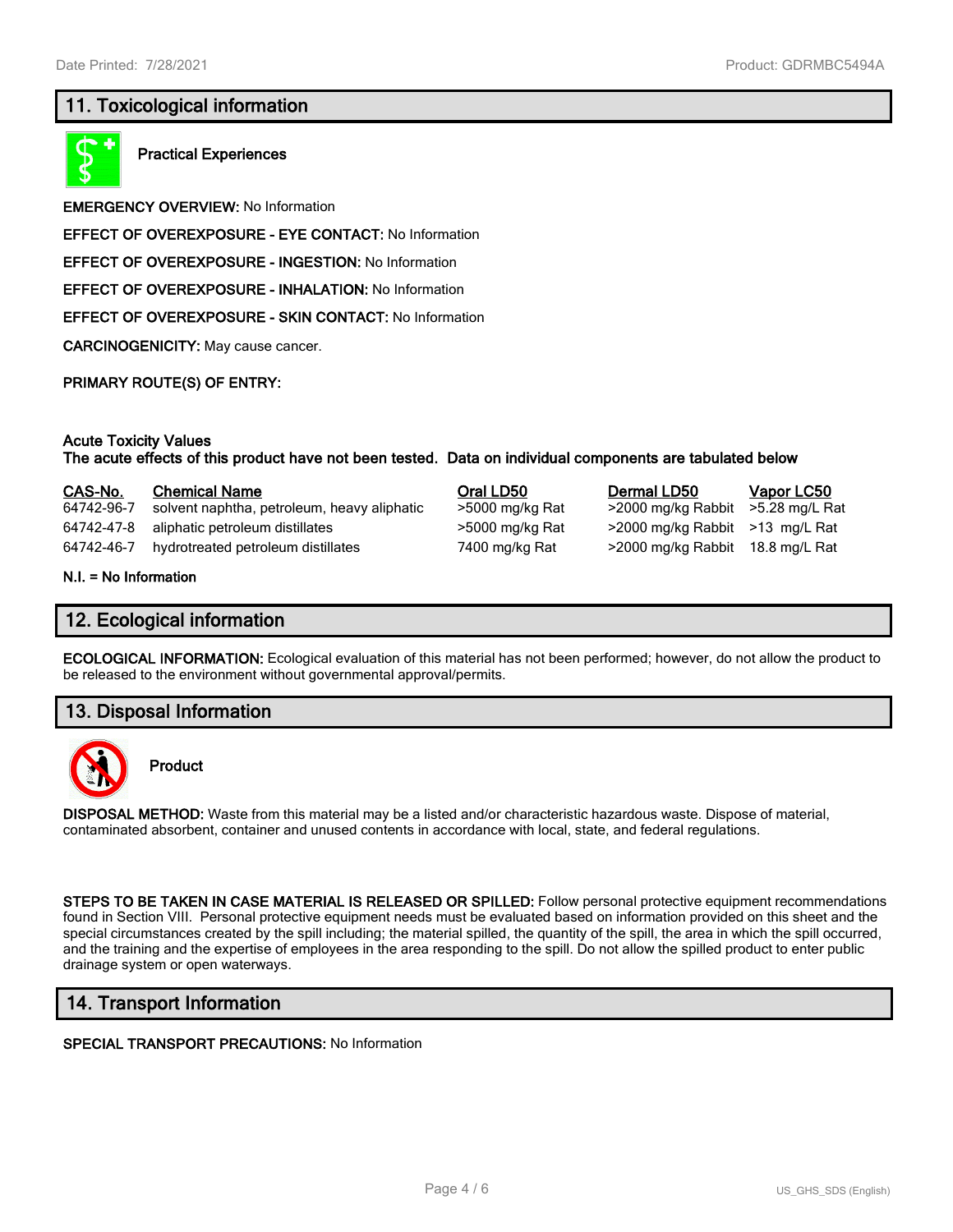## 11. Toxicological information

**Practical Experiences**

**EMERGENCY OVERVIEW:** No Information

**EFFECT OF OVEREXPOSURE - EYE CONTACT:** No Information

**EFFECT OF OVEREXPOSURE - INGESTION:** No Information

**EFFECT OF OVEREXPOSURE - INHALATION:** No Information

**EFFECT OF OVEREXPOSURE - SKIN CONTACT:** No Information

**CARCINOGENICITY:** May cause cancer.

**PRIMARY ROUTE(S) OF ENTRY:**

**Acute Toxicity Values**
**The acute effects of this product have not been tested. Data on individual components are tabulated below**

| CAS-No. | Chemical Name | Oral LD50 | Dermal LD50 | Vapor LC50 |
|---|---|---|---|---|
| 64742-96-7 | solvent naphtha, petroleum, heavy aliphatic | >5000 mg/kg Rat | >2000 mg/kg Rabbit | >5.28 mg/L Rat |
| 64742-47-8 | aliphatic petroleum distillates | >5000 mg/kg Rat | >2000 mg/kg Rabbit | >13 mg/L Rat |
| 64742-46-7 | hydrotreated petroleum distillates | 7400 mg/kg Rat | >2000 mg/kg Rabbit | 18.8 mg/L Rat |

**N.I. = No Information**

## 12. Ecological information

**ECOLOGICAL INFORMATION:** Ecological evaluation of this material has not been performed; however, do not allow the product to be released to the environment without governmental approval/permits.

## 13. Disposal Information

**Product**

**DISPOSAL METHOD:** Waste from this material may be a listed and/or characteristic hazardous waste. Dispose of material, contaminated absorbent, container and unused contents in accordance with local, state, and federal regulations.

**STEPS TO BE TAKEN IN CASE MATERIAL IS RELEASED OR SPILLED:** Follow personal protective equipment recommendations found in Section VIII. Personal protective equipment needs must be evaluated based on information provided on this sheet and the special circumstances created by the spill including; the material spilled, the quantity of the spill, the area in which the spill occurred, and the training and the expertise of employees in the area responding to the spill. Do not allow the spilled product to enter public drainage system or open waterways.

## 14. Transport Information

**SPECIAL TRANSPORT PRECAUTIONS:** No Information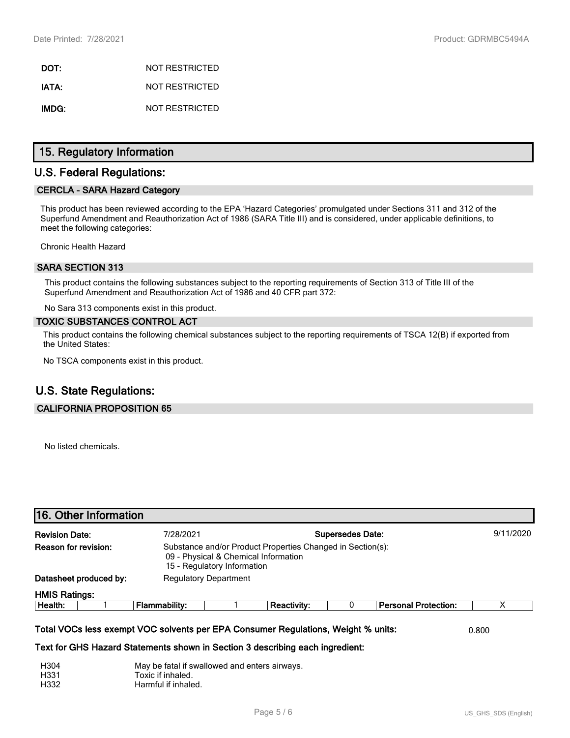**DOT:** NOT RESTRICTED

**IATA:** NOT RESTRICTED

**IMDG:** NOT RESTRICTED

## 15. Regulatory Information

## U.S. Federal Regulations:

### CERCLA - SARA Hazard Category

This product has been reviewed according to the EPA 'Hazard Categories' promulgated under Sections 311 and 312 of the Superfund Amendment and Reauthorization Act of 1986 (SARA Title III) and is considered, under applicable definitions, to meet the following categories:

Chronic Health Hazard

### SARA SECTION 313

This product contains the following substances subject to the reporting requirements of Section 313 of Title III of the Superfund Amendment and Reauthorization Act of 1986 and 40 CFR part 372:

No Sara 313 components exist in this product.

### TOXIC SUBSTANCES CONTROL ACT

This product contains the following chemical substances subject to the reporting requirements of TSCA 12(B) if exported from the United States:

No TSCA components exist in this product.

## U.S. State Regulations:

### CALIFORNIA PROPOSITION 65

No listed chemicals.

## 16. Other Information

**Revision Date:** 7/28/2021 **Supersedes Date:** 9/11/2020

**Reason for revision:** Substance and/or Product Properties Changed in Section(s):
09 - Physical & Chemical Information
15 - Regulatory Information

**Datasheet produced by:** Regulatory Department

**HMIS Ratings:**

| Health: | 1 | Flammability: | 1 | Reactivity: | 0 | Personal Protection: | X |
|---|---|---|---|---|---|---|---|

**Total VOCs less exempt VOC solvents per EPA Consumer Regulations, Weight % units:** 0.800

**Text for GHS Hazard Statements shown in Section 3 describing each ingredient:**

H304 May be fatal if swallowed and enters airways.
H331 Toxic if inhaled.
H332 Harmful if inhaled.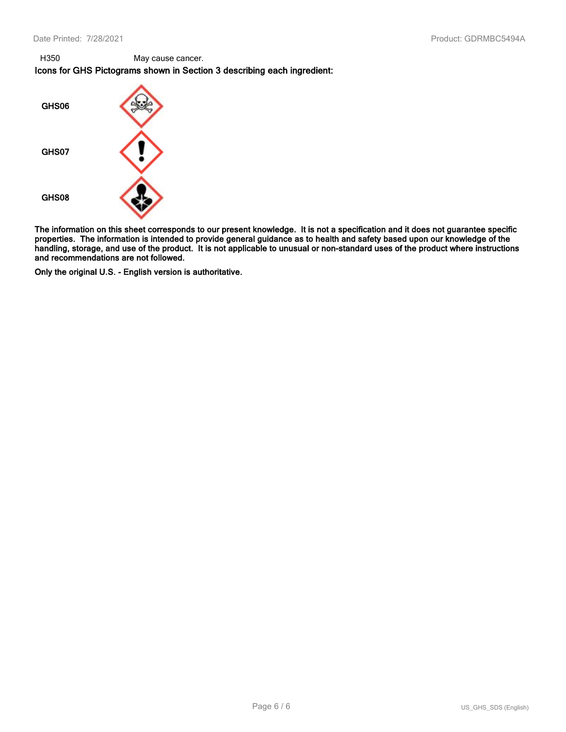| | |
|---|---|
| H350 | May cause cancer. |

**Icons for GHS Pictograms shown in Section 3 describing each ingredient:**

**GHS06**

**GHS07**

**GHS08**

**The information on this sheet corresponds to our present knowledge. It is not a specification and it does not guarantee specific properties. The information is intended to provide general guidance as to health and safety based upon our knowledge of the handling, storage, and use of the product. It is not applicable to unusual or non-standard uses of the product where instructions and recommendations are not followed.**

**Only the original U.S. - English version is authoritative.**